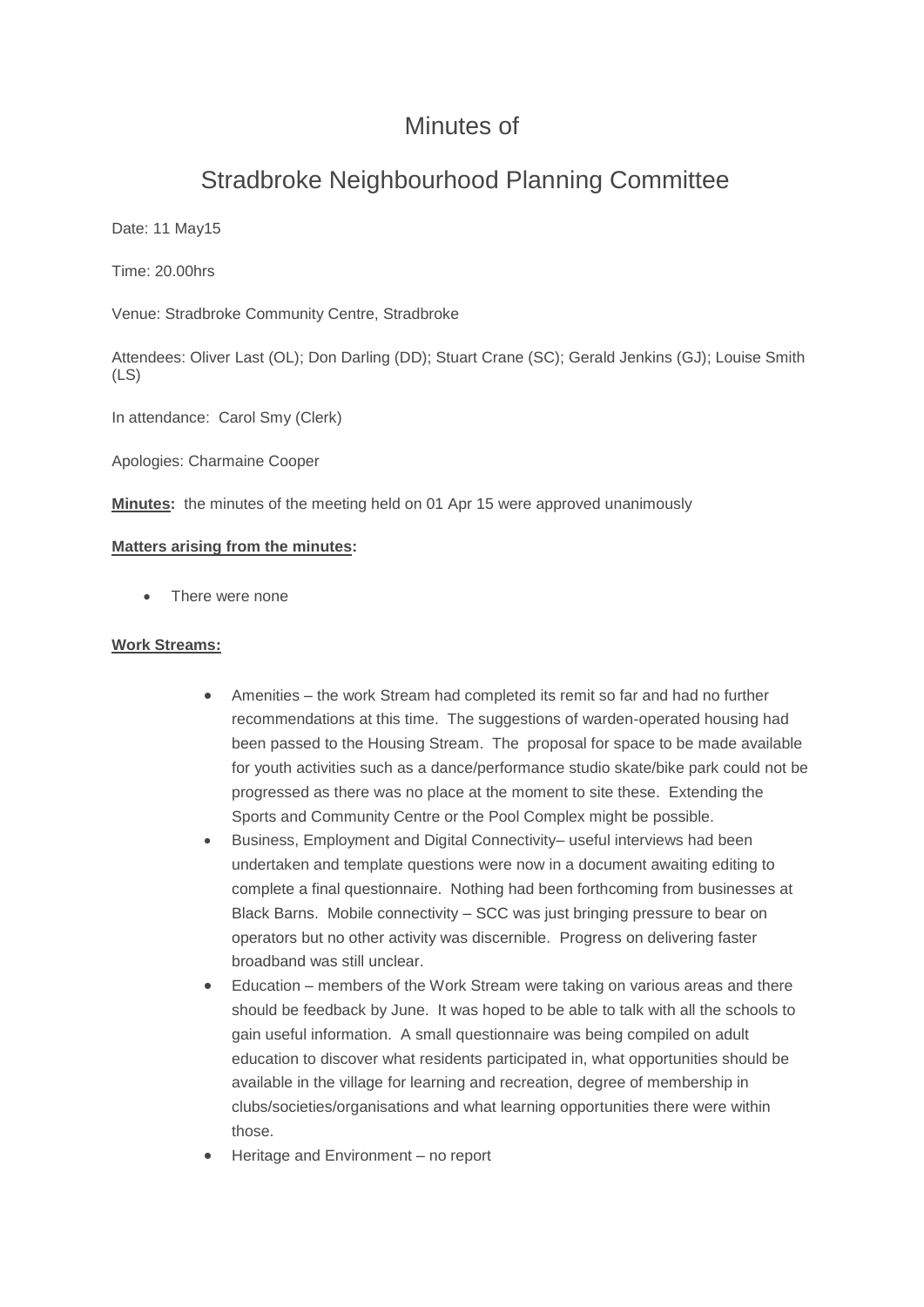# Minutes of

# Stradbroke Neighbourhood Planning Committee

Date: 11 May15

Time: 20.00hrs

Venue: Stradbroke Community Centre, Stradbroke

Attendees: Oliver Last (OL); Don Darling (DD); Stuart Crane (SC); Gerald Jenkins (GJ); Louise Smith (LS)

In attendance: Carol Smy (Clerk)

Apologies: Charmaine Cooper

**Minutes:** the minutes of the meeting held on 01 Apr 15 were approved unanimously

**Matters arising from the minutes:**

- There were none

**Work Streams:**

- Amenities – the work Stream had completed its remit so far and had no further recommendations at this time. The suggestions of warden-operated housing had been passed to the Housing Stream. The proposal for space to be made available for youth activities such as a dance/performance studio skate/bike park could not be progressed as there was no place at the moment to site these. Extending the Sports and Community Centre or the Pool Complex might be possible.
- Business, Employment and Digital Connectivity– useful interviews had been undertaken and template questions were now in a document awaiting editing to complete a final questionnaire. Nothing had been forthcoming from businesses at Black Barns. Mobile connectivity – SCC was just bringing pressure to bear on operators but no other activity was discernible. Progress on delivering faster broadband was still unclear.
- Education – members of the Work Stream were taking on various areas and there should be feedback by June. It was hoped to be able to talk with all the schools to gain useful information. A small questionnaire was being compiled on adult education to discover what residents participated in, what opportunities should be available in the village for learning and recreation, degree of membership in clubs/societies/organisations and what learning opportunities there were within those.
- Heritage and Environment – no report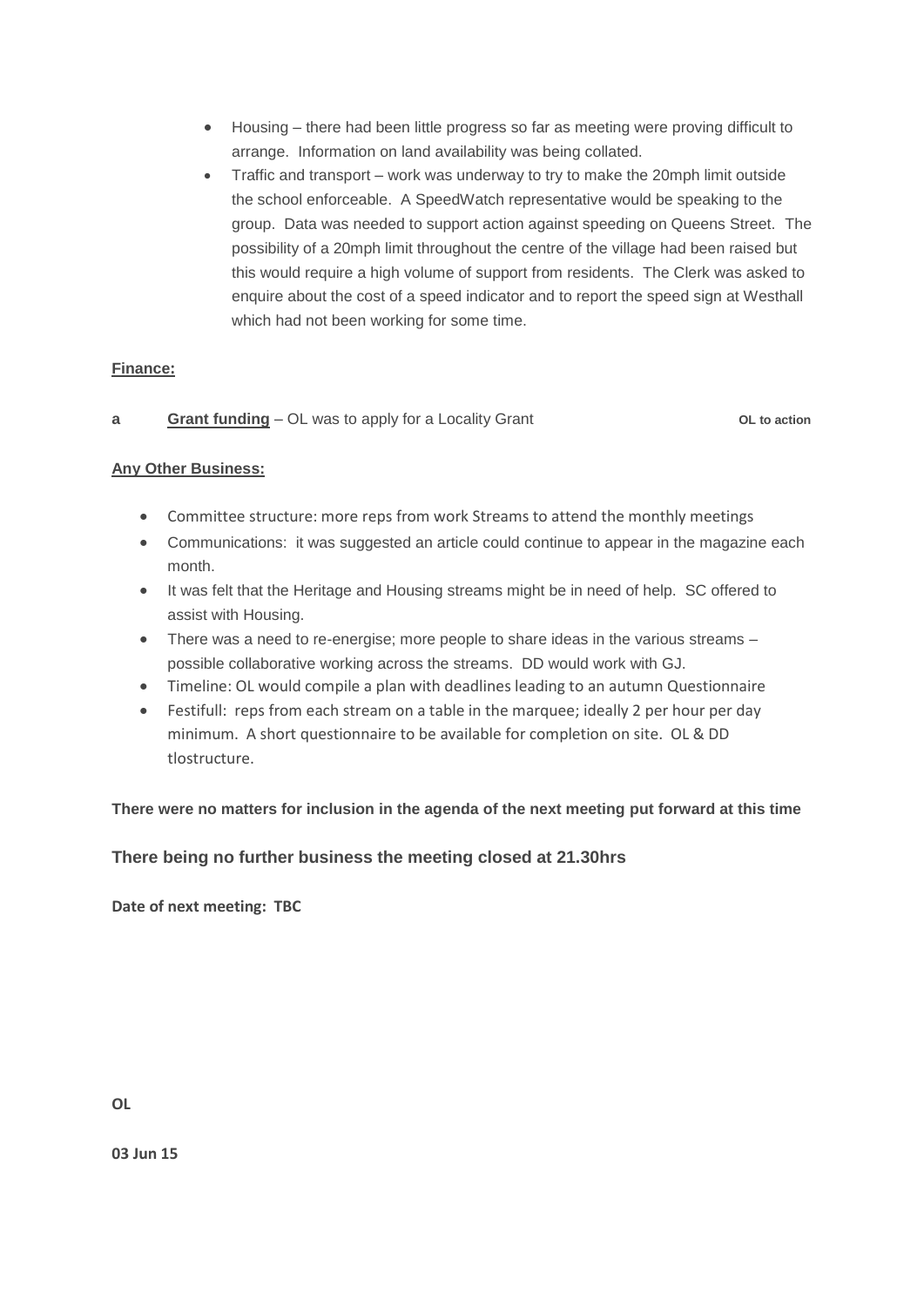- Housing – there had been little progress so far as meeting were proving difficult to arrange. Information on land availability was being collated.
- Traffic and transport – work was underway to try to make the 20mph limit outside the school enforceable. A SpeedWatch representative would be speaking to the group. Data was needed to support action against speeding on Queens Street. The possibility of a 20mph limit throughout the centre of the village had been raised but this would require a high volume of support from residents. The Clerk was asked to enquire about the cost of a speed indicator and to report the speed sign at Westhall which had not been working for some time.

**Finance:**

**a** **Grant funding** – OL was to apply for a Locality Grant **OL to action**

**Any Other Business:**

- Committee structure: more reps from work Streams to attend the monthly meetings
- Communications: it was suggested an article could continue to appear in the magazine each month.
- It was felt that the Heritage and Housing streams might be in need of help. SC offered to assist with Housing.
- There was a need to re-energise; more people to share ideas in the various streams – possible collaborative working across the streams. DD would work with GJ.
- Timeline: OL would compile a plan with deadlines leading to an autumn Questionnaire
- Festifull: reps from each stream on a table in the marquee; ideally 2 per hour per day minimum. A short questionnaire to be available for completion on site. OL & DD tlostructure.

**There were no matters for inclusion in the agenda of the next meeting put forward at this time**

**There being no further business the meeting closed at 21.30hrs**

**Date of next meeting: TBC**

**OL**

**03 Jun 15**